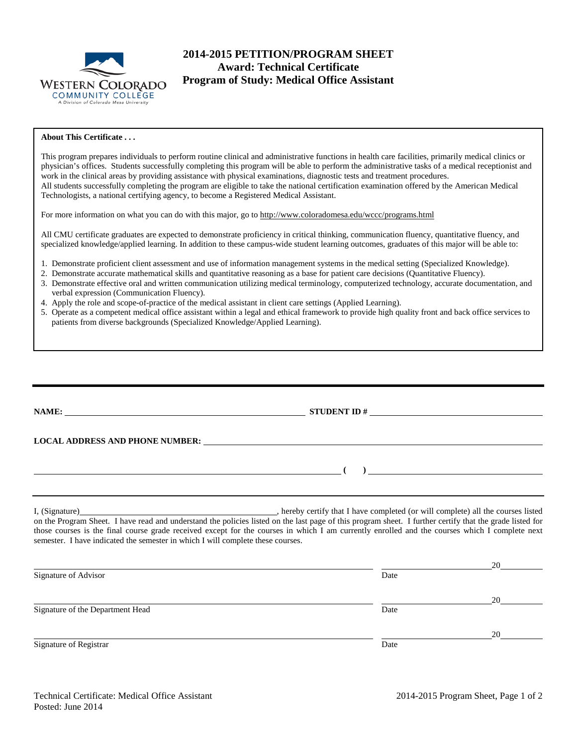# 2014-2015 PETITION/PROGRAM SHEET
## Award: Technical Certificate
## Program of Study: Medical Office Assistant

**About This Certificate . . .**

This program prepares individuals to perform routine clinical and administrative functions in health care facilities, primarily medical clinics or physician's offices. Students successfully completing this program will be able to perform the administrative tasks of a medical receptionist and work in the clinical areas by providing assistance with physical examinations, diagnostic tests and treatment procedures.
All students successfully completing the program are eligible to take the national certification examination offered by the American Medical Technologists, a national certifying agency, to become a Registered Medical Assistant.

For more information on what you can do with this major, go to http://www.coloradomesa.edu/wccc/programs.html

All CMU certificate graduates are expected to demonstrate proficiency in critical thinking, communication fluency, quantitative fluency, and specialized knowledge/applied learning. In addition to these campus-wide student learning outcomes, graduates of this major will be able to:

1. Demonstrate proficient client assessment and use of information management systems in the medical setting (Specialized Knowledge).
2. Demonstrate accurate mathematical skills and quantitative reasoning as a base for patient care decisions (Quantitative Fluency).
3. Demonstrate effective oral and written communication utilizing medical terminology, computerized technology, accurate documentation, and verbal expression (Communication Fluency).
4. Apply the role and scope-of-practice of the medical assistant in client care settings (Applied Learning).
5. Operate as a competent medical office assistant within a legal and ethical framework to provide high quality front and back office services to patients from diverse backgrounds (Specialized Knowledge/Applied Learning).

---

**NAME:** ______________________________ **STUDENT ID #** ______________________________

**LOCAL ADDRESS AND PHONE NUMBER:** ______________________________

______________________________ **( )** ______________________________

---

I, (Signature)______________________________, hereby certify that I have completed (or will complete) all the courses listed on the Program Sheet. I have read and understand the policies listed on the last page of this program sheet. I further certify that the grade listed for those courses is the final course grade received except for the courses in which I am currently enrolled and the courses which I complete next semester. I have indicated the semester in which I will complete these courses.

______________________________ ______________ 20______
Signature of Advisor Date

______________________________ ______________ 20______
Signature of the Department Head Date

______________________________ ______________ 20______
Signature of Registrar Date

Technical Certificate: Medical Office Assistant
Posted: June 2014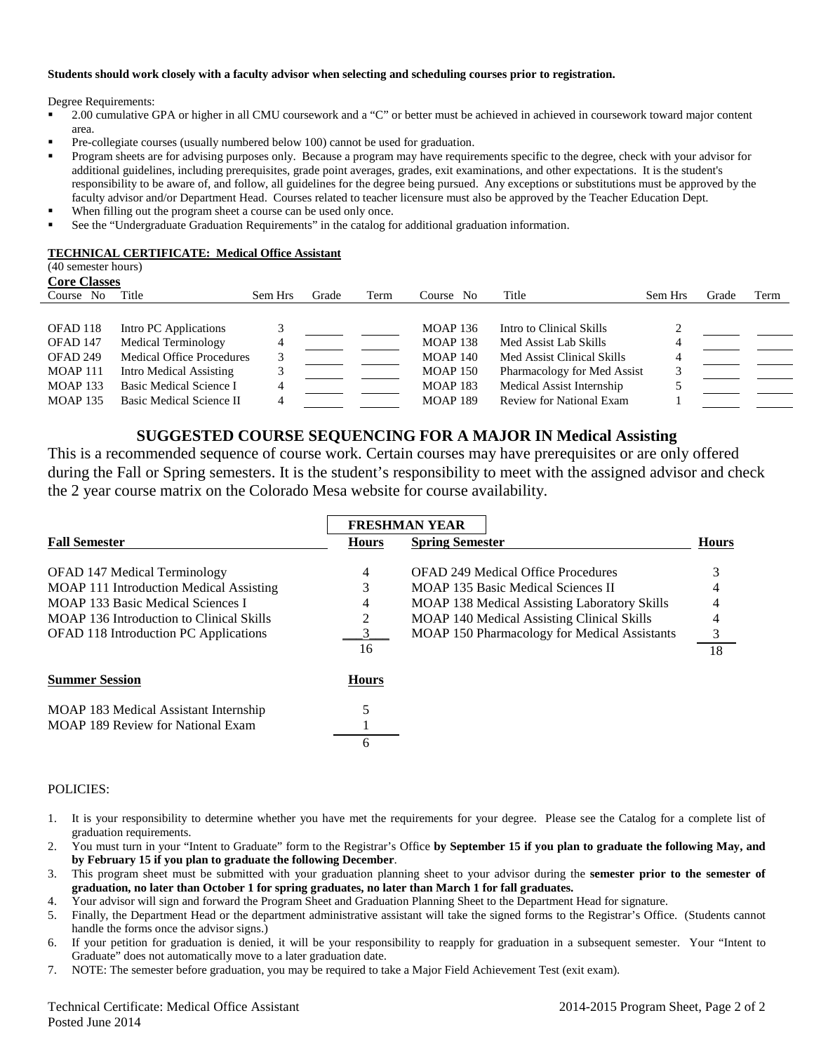**Students should work closely with a faculty advisor when selecting and scheduling courses prior to registration.**

Degree Requirements:

- 2.00 cumulative GPA or higher in all CMU coursework and a "C" or better must be achieved in achieved in coursework toward major content area.
- Pre-collegiate courses (usually numbered below 100) cannot be used for graduation.
- Program sheets are for advising purposes only. Because a program may have requirements specific to the degree, check with your advisor for additional guidelines, including prerequisites, grade point averages, grades, exit examinations, and other expectations. It is the student's responsibility to be aware of, and follow, all guidelines for the degree being pursued. Any exceptions or substitutions must be approved by the faculty advisor and/or Department Head. Courses related to teacher licensure must also be approved by the Teacher Education Dept.
- When filling out the program sheet a course can be used only once.
- See the "Undergraduate Graduation Requirements" in the catalog for additional graduation information.

**TECHNICAL CERTIFICATE: Medical Office Assistant**
(40 semester hours)

**Core Classes**

| Course No | Title | Sem Hrs | Grade | Term | Course No | Title | Sem Hrs | Grade | Term |
|---|---|---|---|---|---|---|---|---|---|
| OFAD 118 | Intro PC Applications | 3 | | | MOAP 136 | Intro to Clinical Skills | 2 | | |
| OFAD 147 | Medical Terminology | 4 | | | MOAP 138 | Med Assist Lab Skills | 4 | | |
| OFAD 249 | Medical Office Procedures | 3 | | | MOAP 140 | Med Assist Clinical Skills | 4 | | |
| MOAP 111 | Intro Medical Assisting | 3 | | | MOAP 150 | Pharmacology for Med Assist | 3 | | |
| MOAP 133 | Basic Medical Science I | 4 | | | MOAP 183 | Medical Assist Internship | 5 | | |
| MOAP 135 | Basic Medical Science II | 4 | | | MOAP 189 | Review for National Exam | 1 | | |

## SUGGESTED COURSE SEQUENCING FOR A MAJOR IN Medical Assisting

This is a recommended sequence of course work. Certain courses may have prerequisites or are only offered during the Fall or Spring semesters. It is the student's responsibility to meet with the assigned advisor and check the 2 year course matrix on the Colorado Mesa website for course availability.

**FRESHMAN YEAR**

| Fall Semester | Hours | Spring Semester | Hours |
|---|---|---|---|
| OFAD 147 Medical Terminology | 4 | OFAD 249 Medical Office Procedures | 3 |
| MOAP 111 Introduction Medical Assisting | 3 | MOAP 135 Basic Medical Sciences II | 4 |
| MOAP 133 Basic Medical Sciences I | 4 | MOAP 138 Medical Assisting Laboratory Skills | 4 |
| MOAP 136 Introduction to Clinical Skills | 2 | MOAP 140 Medical Assisting Clinical Skills | 4 |
| OFAD 118 Introduction PC Applications | 3 | MOAP 150 Pharmacology for Medical Assistants | 3 |
| | 16 | | 18 |

| Summer Session | Hours |
|---|---|
| MOAP 183 Medical Assistant Internship | 5 |
| MOAP 189 Review for National Exam | 1 |
| | 6 |

POLICIES:

1. It is your responsibility to determine whether you have met the requirements for your degree. Please see the Catalog for a complete list of graduation requirements.
2. You must turn in your "Intent to Graduate" form to the Registrar's Office **by September 15 if you plan to graduate the following May, and by February 15 if you plan to graduate the following December**.
3. This program sheet must be submitted with your graduation planning sheet to your advisor during the **semester prior to the semester of graduation, no later than October 1 for spring graduates, no later than March 1 for fall graduates.**
4. Your advisor will sign and forward the Program Sheet and Graduation Planning Sheet to the Department Head for signature.
5. Finally, the Department Head or the department administrative assistant will take the signed forms to the Registrar's Office. (Students cannot handle the forms once the advisor signs.)
6. If your petition for graduation is denied, it will be your responsibility to reapply for graduation in a subsequent semester. Your "Intent to Graduate" does not automatically move to a later graduation date.
7. NOTE: The semester before graduation, you may be required to take a Major Field Achievement Test (exit exam).

Technical Certificate: Medical Office Assistant
Posted June 2014